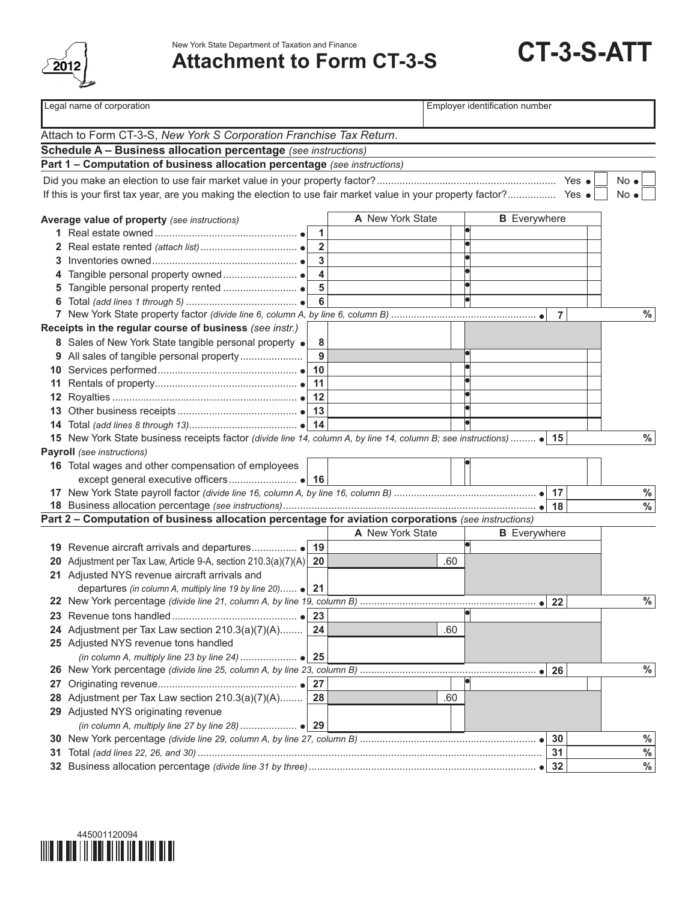2012

New York State Department of Taxation and Finance

# Attachment to Form CT-3-S

# CT-3-S-ATT

| Legal name of corporation | Employer identification number |
|---|---|
| | |

Attach to Form CT-3-S, *New York S Corporation Franchise Tax Return*.

## Schedule A – Business allocation percentage *(see instructions)*

### Part 1 – Computation of business allocation percentage *(see instructions)*

Did you make an election to use fair market value in your property factor? .............. Yes ● ☐ No ● ☐

If this is your first tax year, are you making the election to use fair market value in your property factor? .............. Yes ● ☐ No ● ☐

| | | A New York State | B Everywhere |
|---|---|---|---|
| **Average value of property** *(see instructions)* | | | |
| 1 Real estate owned ● | 1 | | ● |
| 2 Real estate rented *(attach list)* ● | 2 | | ● |
| 3 Inventories owned ● | 3 | | ● |
| 4 Tangible personal property owned ● | 4 | | ● |
| 5 Tangible personal property rented ● | 5 | | ● |
| 6 Total *(add lines 1 through 5)* ● | 6 | | ● |
| 7 New York State property factor *(divide line 6, column A, by line 6, column B)* ● | 7 | | % |
| **Receipts in the regular course of business** *(see instr.)* | | | |
| 8 Sales of New York State tangible personal property ● | 8 | | |
| 9 All sales of tangible personal property | 9 | | ● |
| 10 Services performed ● | 10 | | ● |
| 11 Rentals of property ● | 11 | | ● |
| 12 Royalties ● | 12 | | ● |
| 13 Other business receipts ● | 13 | | ● |
| 14 Total *(add lines 8 through 13)* ● | 14 | | ● |
| 15 New York State business receipts factor *(divide line 14, column A, by line 14, column B; see instructions)* ● | 15 | | % |
| **Payroll** *(see instructions)* | | | |
| 16 Total wages and other compensation of employees except general executive officers ● | 16 | | ● |
| 17 New York State payroll factor *(divide line 16, column A, by line 16, column B)* ● | 17 | | % |
| 18 Business allocation percentage *(see instructions)* ● | 18 | | % |

### Part 2 – Computation of business allocation percentage for aviation corporations *(see instructions)*

| | | A New York State | B Everywhere |
|---|---|---|---|
| 19 Revenue aircraft arrivals and departures ● | 19 | | ● |
| 20 Adjustment per Tax Law, Article 9-A, section 210.3(a)(7)(A) | 20 | .60 | |
| 21 Adjusted NYS revenue aircraft arrivals and departures *(in column A, multiply line 19 by line 20)* ● | 21 | | |
| 22 New York percentage *(divide line 21, column A, by line 19, column B)* ● | 22 | | % |
| 23 Revenue tons handled ● | 23 | | ● |
| 24 Adjustment per Tax Law section 210.3(a)(7)(A) | 24 | .60 | |
| 25 Adjusted NYS revenue tons handled *(in column A, multiply line 23 by line 24)* ● | 25 | | |
| 26 New York percentage *(divide line 25, column A, by line 23, column B)* ● | 26 | | % |
| 27 Originating revenue ● | 27 | | ● |
| 28 Adjustment per Tax Law section 210.3(a)(7)(A) | 28 | .60 | |
| 29 Adjusted NYS originating revenue *(in column A, multiply line 27 by line 28)* ● | 29 | | |
| 30 New York percentage *(divide line 29, column A, by line 27, column B)* ● | 30 | | % |
| 31 Total *(add lines 22, 26, and 30)* | 31 | | % |
| 32 Business allocation percentage *(divide line 31 by three)* ● | 32 | | % |

445001120094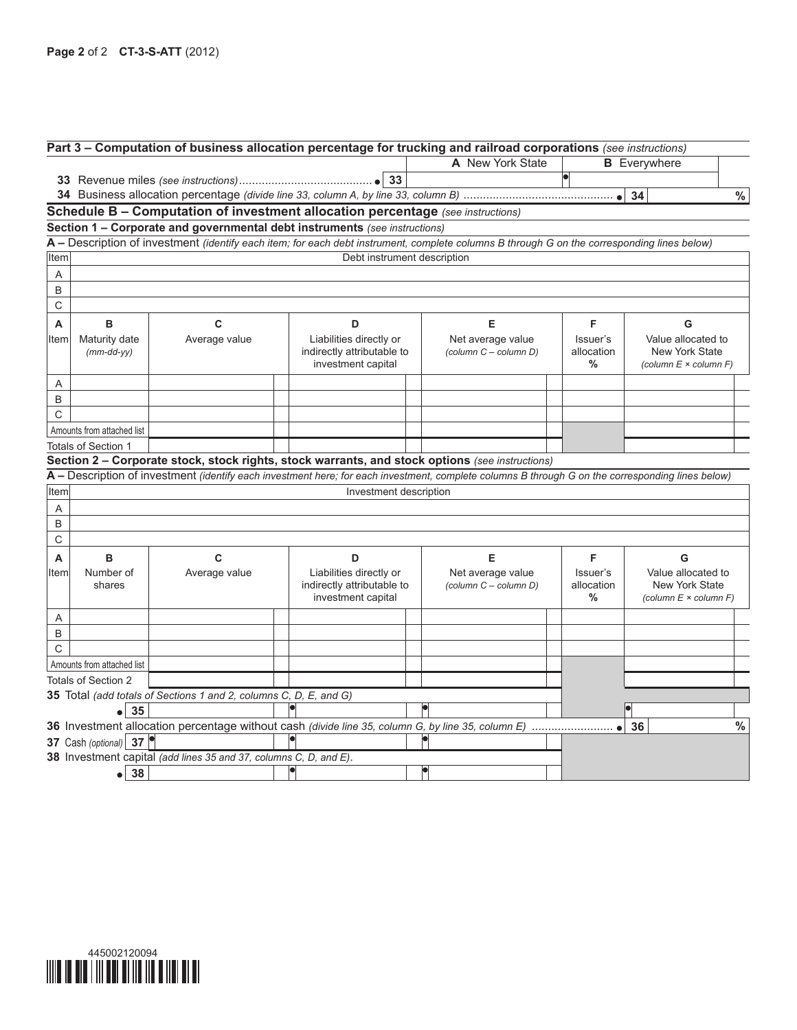## Part 3 – Computation of business allocation percentage for trucking and railroad corporations *(see instructions)*

| | A New York State | B Everywhere |
|---|---|---|
| **33** Revenue miles *(see instructions)* ● **33** | | ● |
| **34** Business allocation percentage *(divide line 33, column A, by line 33, column B)* ● **34** | | % |

## Schedule B – Computation of investment allocation percentage *(see instructions)*

### Section 1 – Corporate and governmental debt instruments *(see instructions)*

**A –** Description of investment *(identify each item; for each debt instrument, complete columns B through G on the corresponding lines below)*

| Item | Debt instrument description |
|---|---|
| A | |
| B | |
| C | |

| A Item | B Maturity date *(mm-dd-yy)* | C Average value | D Liabilities directly or indirectly attributable to investment capital | E Net average value *(column C – column D)* | F Issuer's allocation % | G Value allocated to New York State *(column E × column F)* |
|---|---|---|---|---|---|---|
| A | | | | | | |
| B | | | | | | |
| C | | | | | | |
| Amounts from attached list | | | | | | |
| Totals of Section 1 | | | | | | |

### Section 2 – Corporate stock, stock rights, stock warrants, and stock options *(see instructions)*

**A –** Description of investment *(identify each investment here; for each investment, complete columns B through G on the corresponding lines below)*

| Item | Investment description |
|---|---|
| A | |
| B | |
| C | |

| A Item | B Number of shares | C Average value | D Liabilities directly or indirectly attributable to investment capital | E Net average value *(column C – column D)* | F Issuer's allocation % | G Value allocated to New York State *(column E × column F)* |
|---|---|---|---|---|---|---|
| A | | | | | | |
| B | | | | | | |
| C | | | | | | |
| Amounts from attached list | | | | | | |
| Totals of Section 2 | | | | | | |

| | C | D | E | G |
|---|---|---|---|---|
| **35** Total *(add totals of Sections 1 and 2, columns C, D, E, and G)* ● **35** | | ● | ● | ● |
| **36** Investment allocation percentage without cash *(divide line 35, column G, by line 35, column E)* ● **36** | | | | % |
| **37** Cash *(optional)* **37** | ● | ● | ● | |
| **38** Investment capital *(add lines 35 and 37, columns C, D, and E)*. ● **38** | | ● | ● | |

445002120094